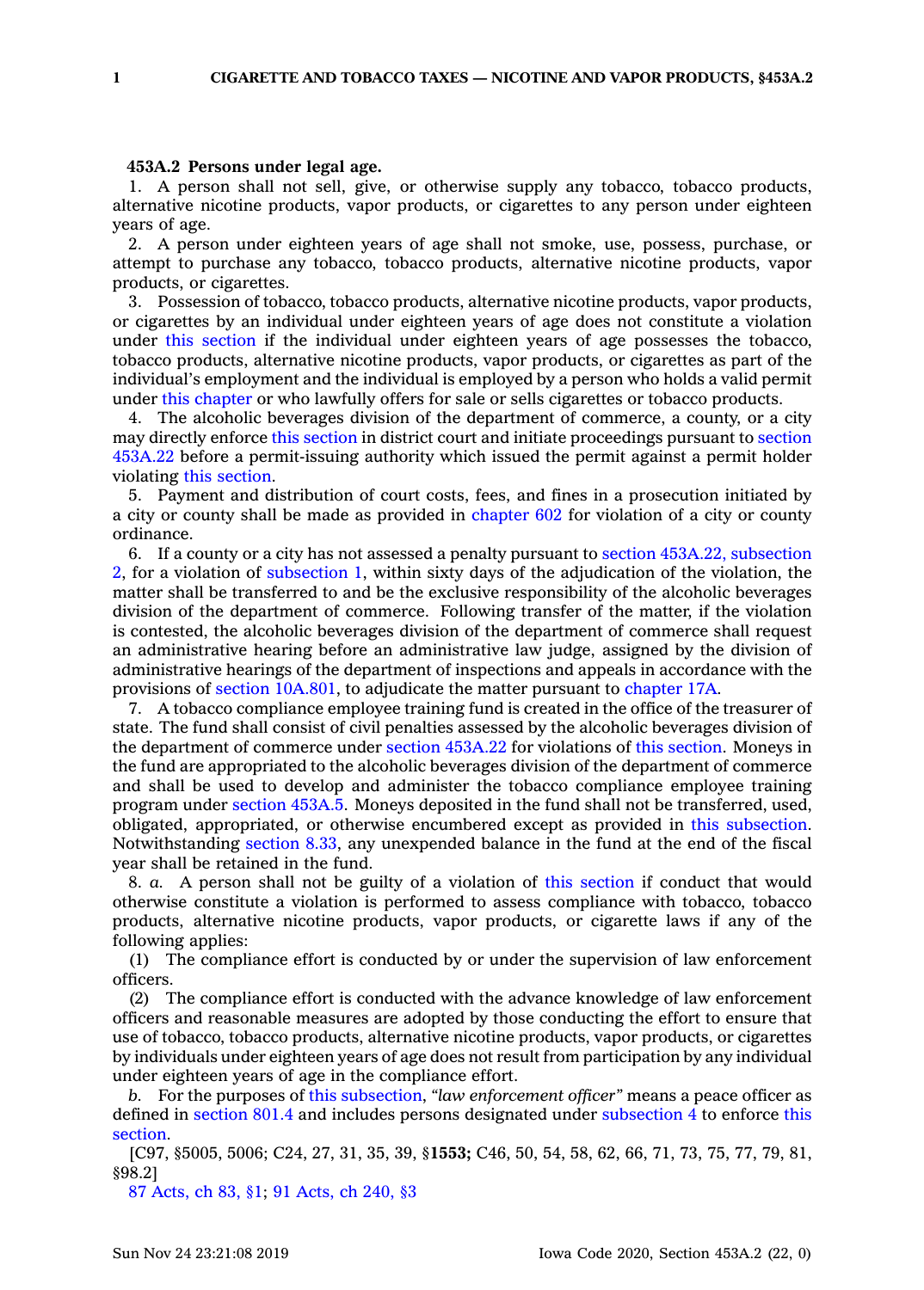**453A.2 Persons under legal age.**

1. A person shall not sell, give, or otherwise supply any tobacco, tobacco products, alternative nicotine products, vapor products, or cigarettes to any person under eighteen years of age.

2. A person under eighteen years of age shall not smoke, use, possess, purchase, or attempt to purchase any tobacco, tobacco products, alternative nicotine products, vapor products, or cigarettes.

3. Possession of tobacco, tobacco products, alternative nicotine products, vapor products, or cigarettes by an individual under eighteen years of age does not constitute a violation under this section if the individual under eighteen years of age possesses the tobacco, tobacco products, alternative nicotine products, vapor products, or cigarettes as part of the individual's employment and the individual is employed by a person who holds a valid permit under this chapter or who lawfully offers for sale or sells cigarettes or tobacco products.

4. The alcoholic beverages division of the department of commerce, a county, or a city may directly enforce this section in district court and initiate proceedings pursuant to section 453A.22 before a permit-issuing authority which issued the permit against a permit holder violating this section.

5. Payment and distribution of court costs, fees, and fines in a prosecution initiated by a city or county shall be made as provided in chapter 602 for violation of a city or county ordinance.

6. If a county or a city has not assessed a penalty pursuant to section 453A.22, subsection 2, for a violation of subsection 1, within sixty days of the adjudication of the violation, the matter shall be transferred to and be the exclusive responsibility of the alcoholic beverages division of the department of commerce. Following transfer of the matter, if the violation is contested, the alcoholic beverages division of the department of commerce shall request an administrative hearing before an administrative law judge, assigned by the division of administrative hearings of the department of inspections and appeals in accordance with the provisions of section 10A.801, to adjudicate the matter pursuant to chapter 17A.

7. A tobacco compliance employee training fund is created in the office of the treasurer of state. The fund shall consist of civil penalties assessed by the alcoholic beverages division of the department of commerce under section 453A.22 for violations of this section. Moneys in the fund are appropriated to the alcoholic beverages division of the department of commerce and shall be used to develop and administer the tobacco compliance employee training program under section 453A.5. Moneys deposited in the fund shall not be transferred, used, obligated, appropriated, or otherwise encumbered except as provided in this subsection. Notwithstanding section 8.33, any unexpended balance in the fund at the end of the fiscal year shall be retained in the fund.

8. *a.* A person shall not be guilty of a violation of this section if conduct that would otherwise constitute a violation is performed to assess compliance with tobacco, tobacco products, alternative nicotine products, vapor products, or cigarette laws if any of the following applies:

(1) The compliance effort is conducted by or under the supervision of law enforcement officers.

(2) The compliance effort is conducted with the advance knowledge of law enforcement officers and reasonable measures are adopted by those conducting the effort to ensure that use of tobacco, tobacco products, alternative nicotine products, vapor products, or cigarettes by individuals under eighteen years of age does not result from participation by any individual under eighteen years of age in the compliance effort.

*b.* For the purposes of this subsection, *"law enforcement officer"* means a peace officer as defined in section 801.4 and includes persons designated under subsection 4 to enforce this section.

[C97, §5005, 5006; C24, 27, 31, 35, 39, §**1553;** C46, 50, 54, 58, 62, 66, 71, 73, 75, 77, 79, 81, §98.2]

87 Acts, ch 83, §1; 91 Acts, ch 240, §3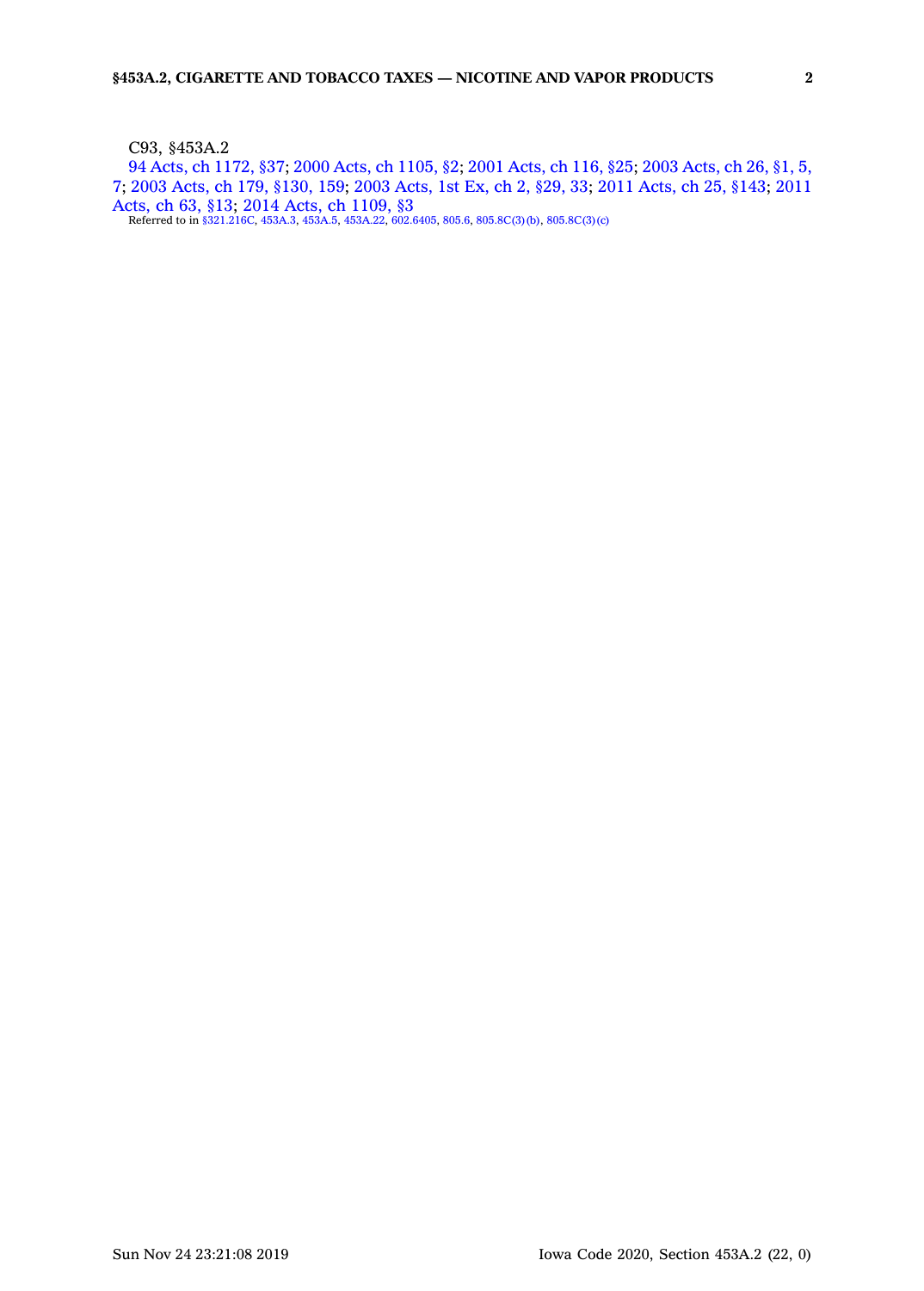C93, §453A.2

94 Acts, ch 1172, §37; 2000 Acts, ch 1105, §2; 2001 Acts, ch 116, §25; 2003 Acts, ch 26, §1, 5, 7; 2003 Acts, ch 179, §130, 159; 2003 Acts, 1st Ex, ch 2, §29, 33; 2011 Acts, ch 25, §143; 2011 Acts, ch 63, §13; 2014 Acts, ch 1109, §3

Referred to in §321.216C, 453A.3, 453A.5, 453A.22, 602.6405, 805.6, 805.8C(3)(b), 805.8C(3)(c)